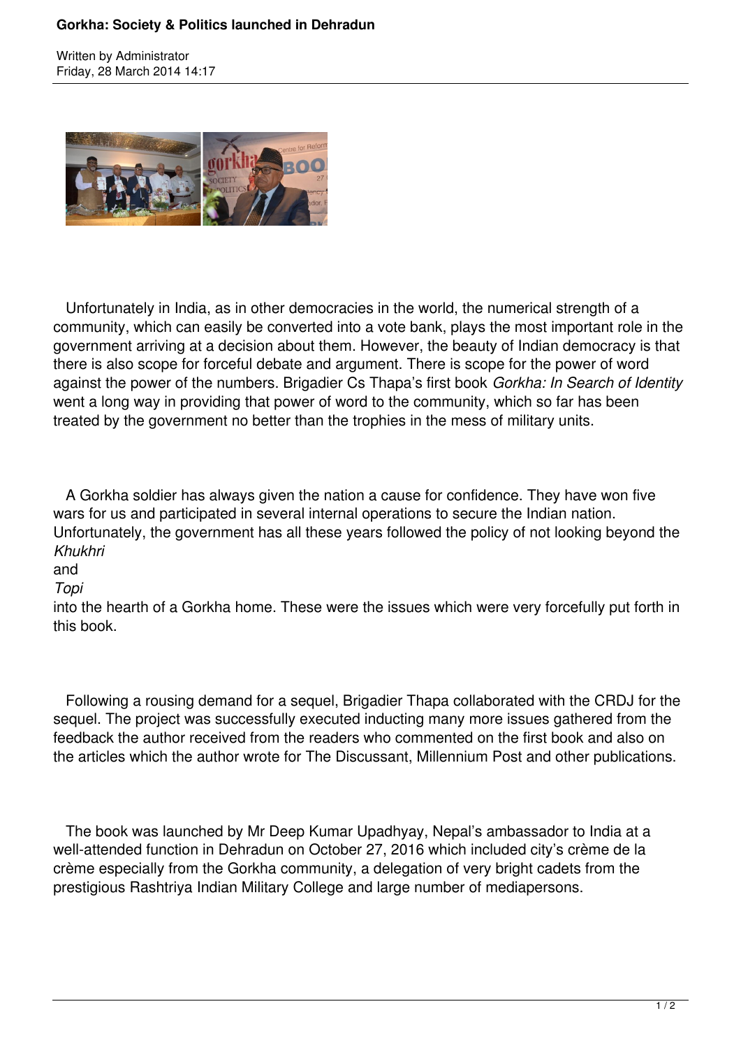# Gorkha: Society & Politics launched in Dehradun

Written by Administrator
Friday, 28 March 2014 14:17

Unfortunately in India, as in other democracies in the world, the numerical strength of a community, which can easily be converted into a vote bank, plays the most important role in the government arriving at a decision about them. However, the beauty of Indian democracy is that there is also scope for forceful debate and argument. There is scope for the power of word against the power of the numbers. Brigadier Cs Thapa's first book *Gorkha: In Search of Identity* went a long way in providing that power of word to the community, which so far has been treated by the government no better than the trophies in the mess of military units.

A Gorkha soldier has always given the nation a cause for confidence. They have won five wars for us and participated in several internal operations to secure the Indian nation. Unfortunately, the government has all these years followed the policy of not looking beyond the *Khukhri* and *Topi* into the hearth of a Gorkha home. These were the issues which were very forcefully put forth in this book.

Following a rousing demand for a sequel, Brigadier Thapa collaborated with the CRDJ for the sequel. The project was successfully executed inducting many more issues gathered from the feedback the author received from the readers who commented on the first book and also on the articles which the author wrote for The Discussant, Millennium Post and other publications.

The book was launched by Mr Deep Kumar Upadhyay, Nepal's ambassador to India at a well-attended function in Dehradun on October 27, 2016 which included city's crème de la crème especially from the Gorkha community, a delegation of very bright cadets from the prestigious Rashtriya Indian Military College and large number of mediapersons.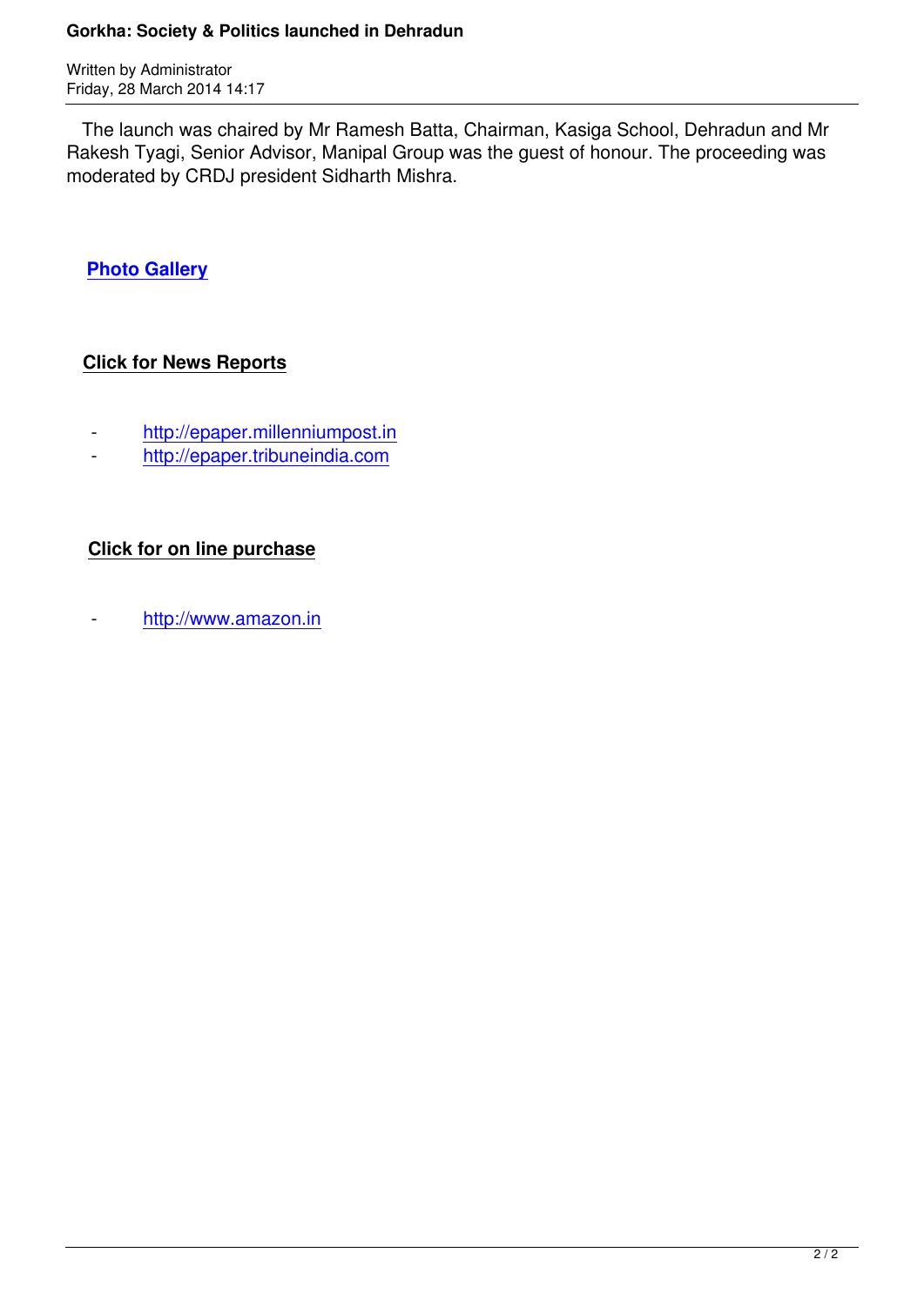The launch was chaired by Mr Ramesh Batta, Chairman, Kasiga School, Dehradun and Mr Rakesh Tyagi, Senior Advisor, Manipal Group was the guest of honour. The proceeding was moderated by CRDJ president Sidharth Mishra.

**Photo Gallery**

**Click for News Reports**

- http://epaper.millenniumpost.in
- http://epaper.tribuneindia.com

**Click for on line purchase**

- http://www.amazon.in